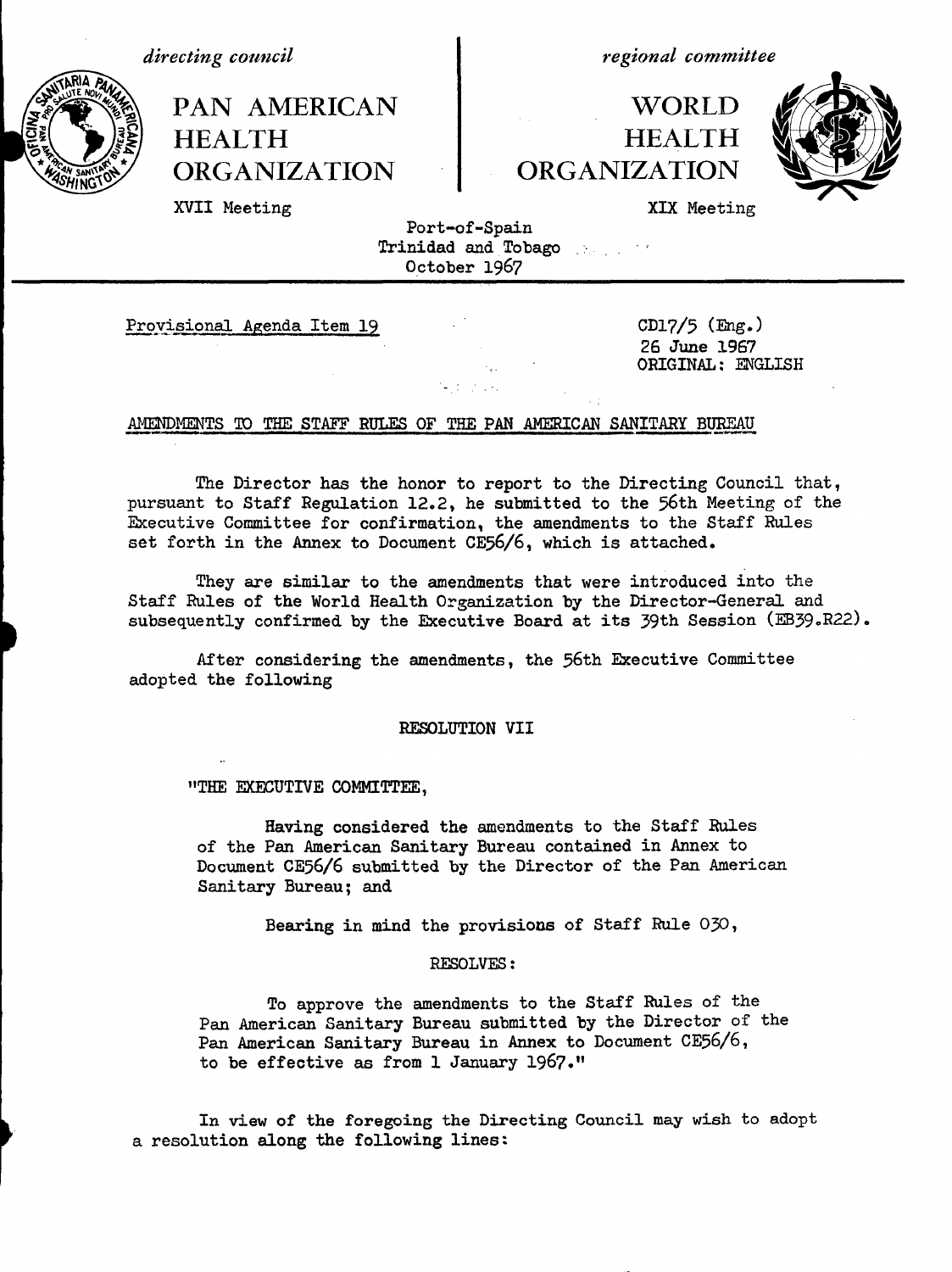*directing council*

PAN AMERICAN HEALTH ORGANIZATION

XVII Meeting

*regional committee*

WORLD HEALTH ORGANIZATION

XIX Meeting

Port-of-Spain
Trinidad and Tobago
October 1967

---

Provisional Agenda Item 19

CD17/5 (Eng.)
26 June 1967
ORIGINAL: ENGLISH

AMENDMENTS TO THE STAFF RULES OF THE PAN AMERICAN SANITARY BUREAU

The Director has the honor to report to the Directing Council that, pursuant to Staff Regulation 12.2, he submitted to the 56th Meeting of the Executive Committee for confirmation, the amendments to the Staff Rules set forth in the Annex to Document CE56/6, which is attached.

They are similar to the amendments that were introduced into the Staff Rules of the World Health Organization by the Director-General and subsequently confirmed by the Executive Board at its 39th Session (EB39.R22).

After considering the amendments, the 56th Executive Committee adopted the following

RESOLUTION VII

"THE EXECUTIVE COMMITTEE,

Having considered the amendments to the Staff Rules of the Pan American Sanitary Bureau contained in Annex to Document CE56/6 submitted by the Director of the Pan American Sanitary Bureau; and

Bearing in mind the provisions of Staff Rule 030,

RESOLVES:

To approve the amendments to the Staff Rules of the Pan American Sanitary Bureau submitted by the Director of the Pan American Sanitary Bureau in Annex to Document CE56/6, to be effective as from 1 January 1967."

In view of the foregoing the Directing Council may wish to adopt a resolution along the following lines: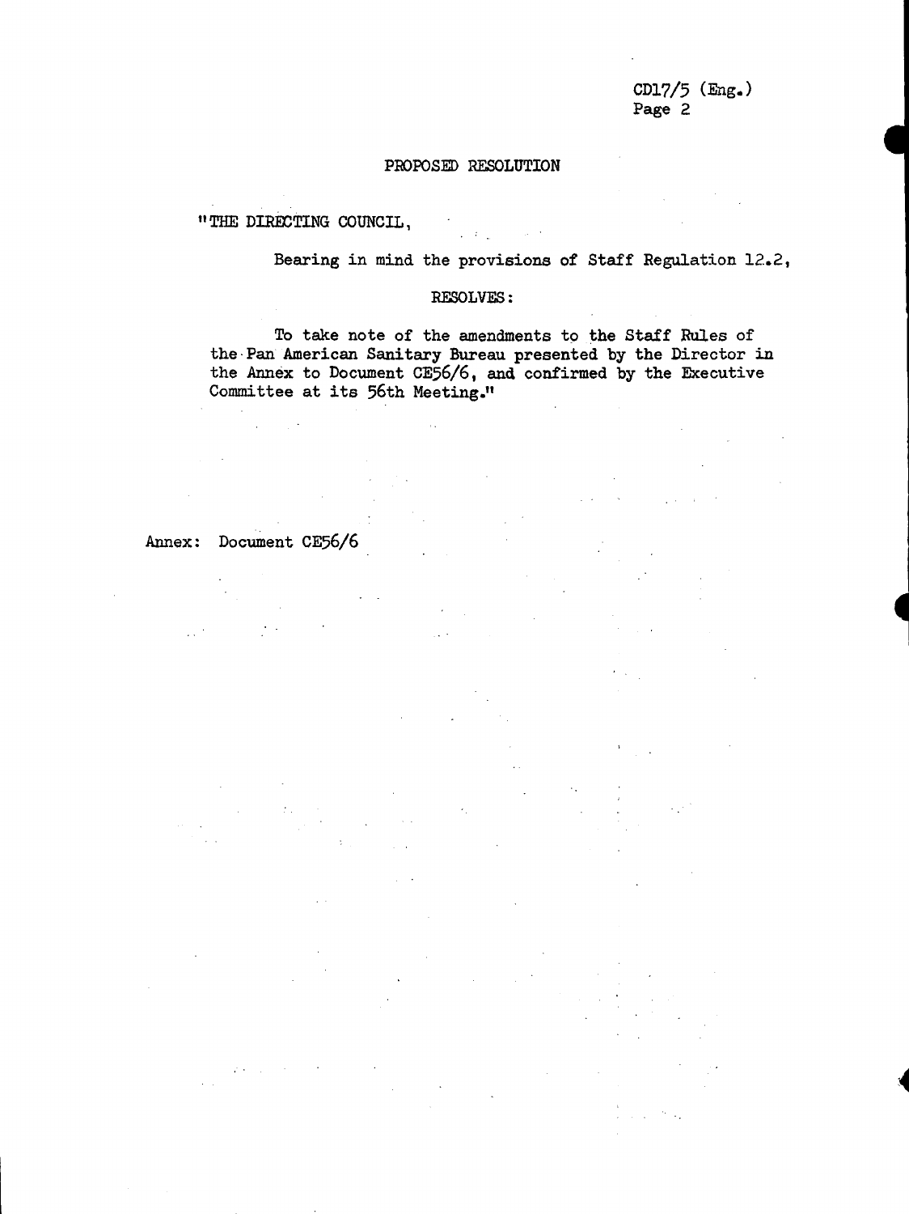## PROPOSED RESOLUTION

"THE DIRECTING COUNCIL,

Bearing in mind the provisions of Staff Regulation 12.2,

RESOLVES:

To take note of the amendments to the Staff Rules of the Pan American Sanitary Bureau presented by the Director in the Annex to Document CE56/6, and confirmed by the Executive Committee at its 56th Meeting."

Annex: Document CE56/6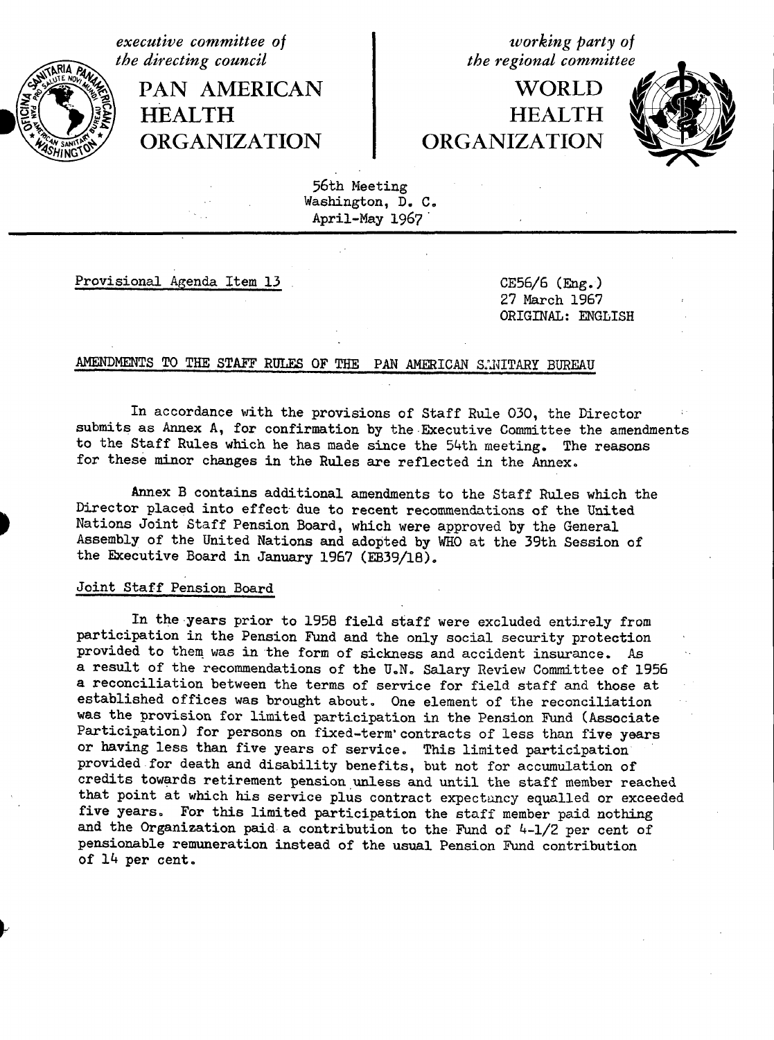executive committee of the directing council

# PAN AMERICAN HEALTH ORGANIZATION

working party of the regional committee

# WORLD HEALTH ORGANIZATION

56th Meeting
Washington, D. C.
April-May 1967

Provisional Agenda Item 13

CE56/6 (Eng.)
27 March 1967
ORIGINAL: ENGLISH

## AMENDMENTS TO THE STAFF RULES OF THE PAN AMERICAN SANITARY BUREAU

In accordance with the provisions of Staff Rule 030, the Director submits as Annex A, for confirmation by the Executive Committee the amendments to the Staff Rules which he has made since the 54th meeting. The reasons for these minor changes in the Rules are reflected in the Annex.

Annex B contains additional amendments to the Staff Rules which the Director placed into effect due to recent recommendations of the United Nations Joint Staff Pension Board, which were approved by the General Assembly of the United Nations and adopted by WHO at the 39th Session of the Executive Board in January 1967 (EB39/18).

### Joint Staff Pension Board

In the years prior to 1958 field staff were excluded entirely from participation in the Pension Fund and the only social security protection provided to them was in the form of sickness and accident insurance. As a result of the recommendations of the U.N. Salary Review Committee of 1956 a reconciliation between the terms of service for field staff and those at established offices was brought about. One element of the reconciliation was the provision for limited participation in the Pension Fund (Associate Participation) for persons on fixed-term contracts of less than five years or having less than five years of service. This limited participation provided for death and disability benefits, but not for accumulation of credits towards retirement pension unless and until the staff member reached that point at which his service plus contract expectancy equalled or exceeded five years. For this limited participation the staff member paid nothing and the Organization paid a contribution to the Fund of 4-1/2 per cent of pensionable remuneration instead of the usual Pension Fund contribution of 14 per cent.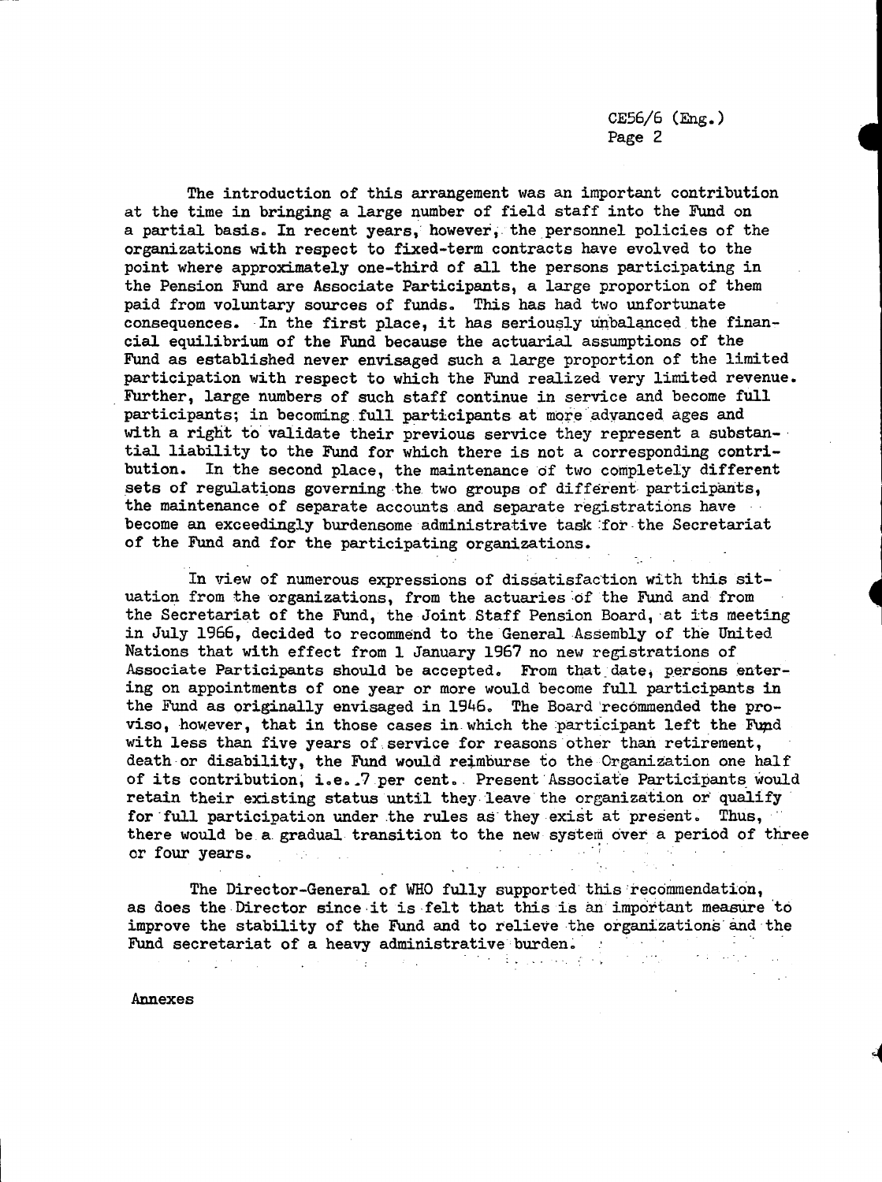The introduction of this arrangement was an important contribution at the time in bringing a large number of field staff into the Fund on a partial basis. In recent years, however, the personnel policies of the organizations with respect to fixed-term contracts have evolved to the point where approximately one-third of all the persons participating in the Pension Fund are Associate Participants, a large proportion of them paid from voluntary sources of funds. This has had two unfortunate consequences. In the first place, it has seriously unbalanced the financial equilibrium of the Fund because the actuarial assumptions of the Fund as established never envisaged such a large proportion of the limited participation with respect to which the Fund realized very limited revenue. Further, large numbers of such staff continue in service and become full participants; in becoming full participants at more advanced ages and with a right to validate their previous service they represent a substantial liability to the Fund for which there is not a corresponding contribution. In the second place, the maintenance of two completely different sets of regulations governing the two groups of different participants, the maintenance of separate accounts and separate registrations have become an exceedingly burdensome administrative task for the Secretariat of the Fund and for the participating organizations.

In view of numerous expressions of dissatisfaction with this situation from the organizations, from the actuaries of the Fund and from the Secretariat of the Fund, the Joint Staff Pension Board, at its meeting in July 1966, decided to recommend to the General Assembly of the United Nations that with effect from 1 January 1967 no new registrations of Associate Participants should be accepted. From that date, persons entering on appointments of one year or more would become full participants in the Fund as originally envisaged in 1946. The Board recommended the proviso, however, that in those cases in which the participant left the Fund with less than five years of service for reasons other than retirement, death or disability, the Fund would reimburse to the Organization one half of its contribution, i.e. 7 per cent. Present Associate Participants would retain their existing status until they leave the organization or qualify for full participation under the rules as they exist at present. Thus, there would be a gradual transition to the new system over a period of three or four years.

The Director-General of WHO fully supported this recommendation, as does the Director since it is felt that this is an important measure to improve the stability of the Fund and to relieve the organizations and the Fund secretariat of a heavy administrative burden.

Annexes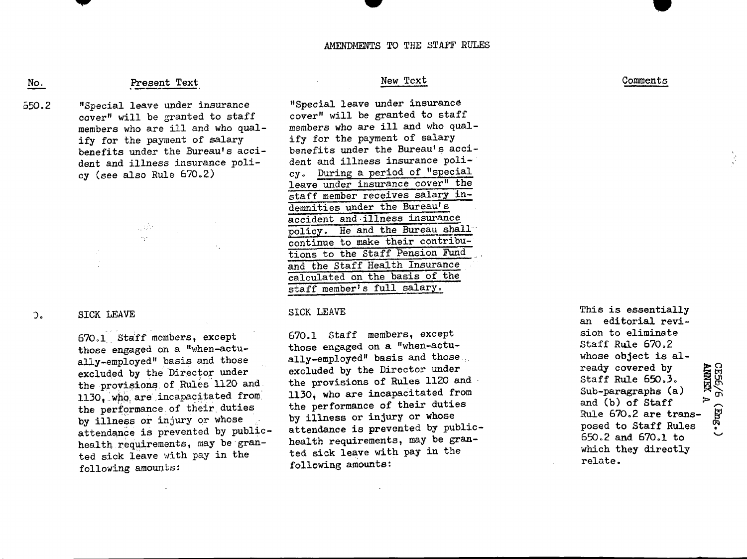AMENDMENTS TO THE STAFF RULES

| No. | Present Text | New Text | Comments |
|---|---|---|---|
| 650.2 | "Special leave under insurance cover" will be granted to staff members who are ill and who qualify for the payment of salary benefits under the Bureau's accident and illness insurance policy (see also Rule 670.2) | "Special leave under insurance cover" will be granted to staff members who are ill and who qualify for the payment of salary benefits under the Bureau's accident and illness insurance policy. During a period of "special leave under insurance cover" the staff member receives salary indemnities under the Bureau's accident and illness insurance policy. He and the Bureau shall continue to make their contributions to the Staff Pension Fund and the Staff Health Insurance calculated on the basis of the staff member's full salary. | |
| 0. | SICK LEAVE<br><br>670.1 Staff members, except those engaged on a "when-actually-employed" basis and those excluded by the Director under the provisions of Rules 1120 and 1130, who are incapacitated from the performance of their duties by illness or injury or whose attendance is prevented by public-health requirements, may be granted sick leave with pay in the following amounts: | SICK LEAVE<br><br>670.1 Staff members, except those engaged on a "when-actually-employed" basis and those excluded by the Director under the provisions of Rules 1120 and 1130, who are incapacitated from the performance of their duties by illness or injury or whose attendance is prevented by public-health requirements, may be granted sick leave with pay in the following amounts: | This is essentially an editorial revision to eliminate Staff Rule 670.2 whose object is already covered by Staff Rule 650.3. Sub-paragraphs (a) and (b) of Staff Rule 670.2 are transposed to Staff Rules 650.2 and 670.1 to which they directly relate. |

CE56/6 (Eng.)
ANNEX A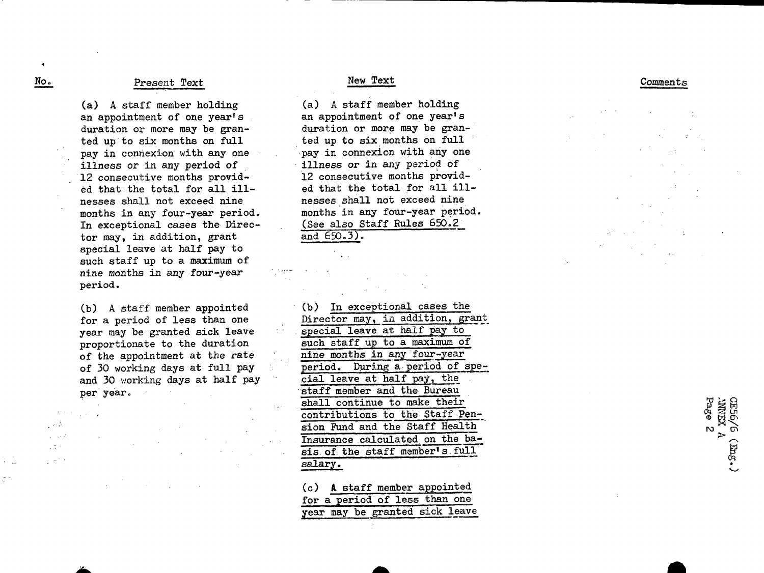| No. | Present Text | New Text | Comments |
|---|---|---|---|
| | (a) A staff member holding an appointment of one year's duration or more may be granted up to six months on full pay in connexion with any one illness or in any period of 12 consecutive months provided that the total for all illnesses shall not exceed nine months in any four-year period. In exceptional cases the Director may, in addition, grant special leave at half pay to such staff up to a maximum of nine months in any four-year period. | (a) A staff member holding an appointment of one year's duration or more may be granted up to six months on full pay in connexion with any one illness or in any period of 12 consecutive months provided that the total for all illnesses shall not exceed nine months in any four-year period. (See also Staff Rules 650.2 and 650.3). | |
| | (b) A staff member appointed for a period of less than one year may be granted sick leave proportionate to the duration of the appointment at the rate of 30 working days at full pay and 30 working days at half pay per year. | (b) In exceptional cases the Director may, in addition, grant special leave at half pay to such staff up to a maximum of nine months in any four-year period. During a period of special leave at half pay, the staff member and the Bureau shall continue to make their contributions to the Staff Pension Fund and the Staff Health Insurance calculated on the basis of the staff member's full salary. | |
| | | (c) A staff member appointed for a period of less than one year may be granted sick leave | |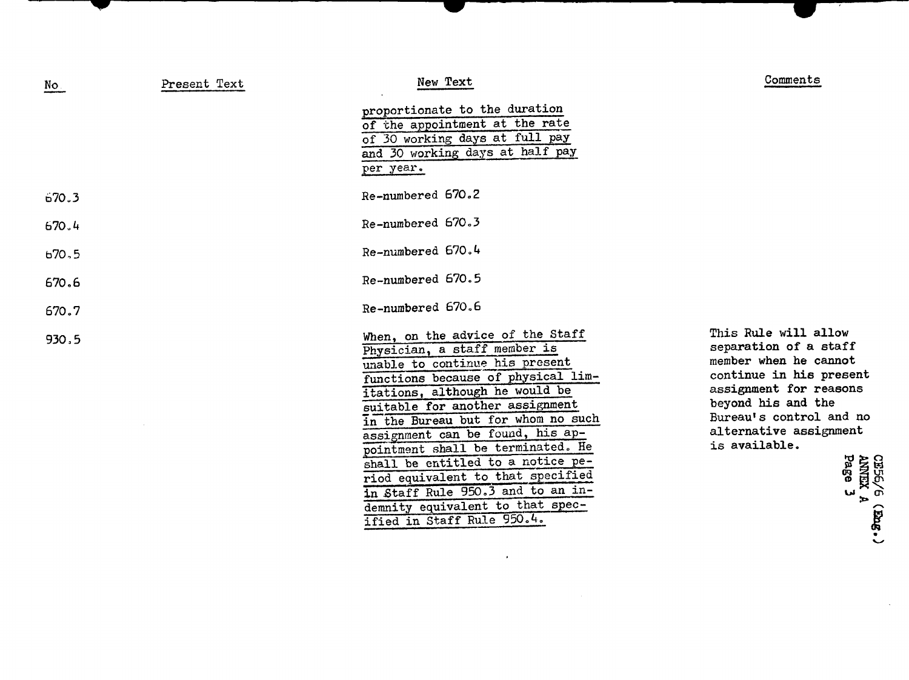| No | Present Text | New Text | Comments |
|---|---|---|---|
| | | proportionate to the duration of the appointment at the rate of 30 working days at full pay and 30 working days at half pay per year. | |
| 670.3 | | Re-numbered 670.2 | |
| 670.4 | | Re-numbered 670.3 | |
| 670.5 | | Re-numbered 670.4 | |
| 670.6 | | Re-numbered 670.5 | |
| 670.7 | | Re-numbered 670.6 | |
| 930.5 | | When, on the advice of the Staff Physician, a staff member is unable to continue his present functions because of physical limitations, although he would be suitable for another assignment in the Bureau but for whom no such assignment can be found, his appointment shall be terminated. He shall be entitled to a notice period equivalent to that specified in Staff Rule 950.3 and to an indemnity equivalent to that specified in Staff Rule 950.4. | This Rule will allow separation of a staff member when he cannot continue in his present assignment for reasons beyond his and the Bureau's control and no alternative assignment is available. |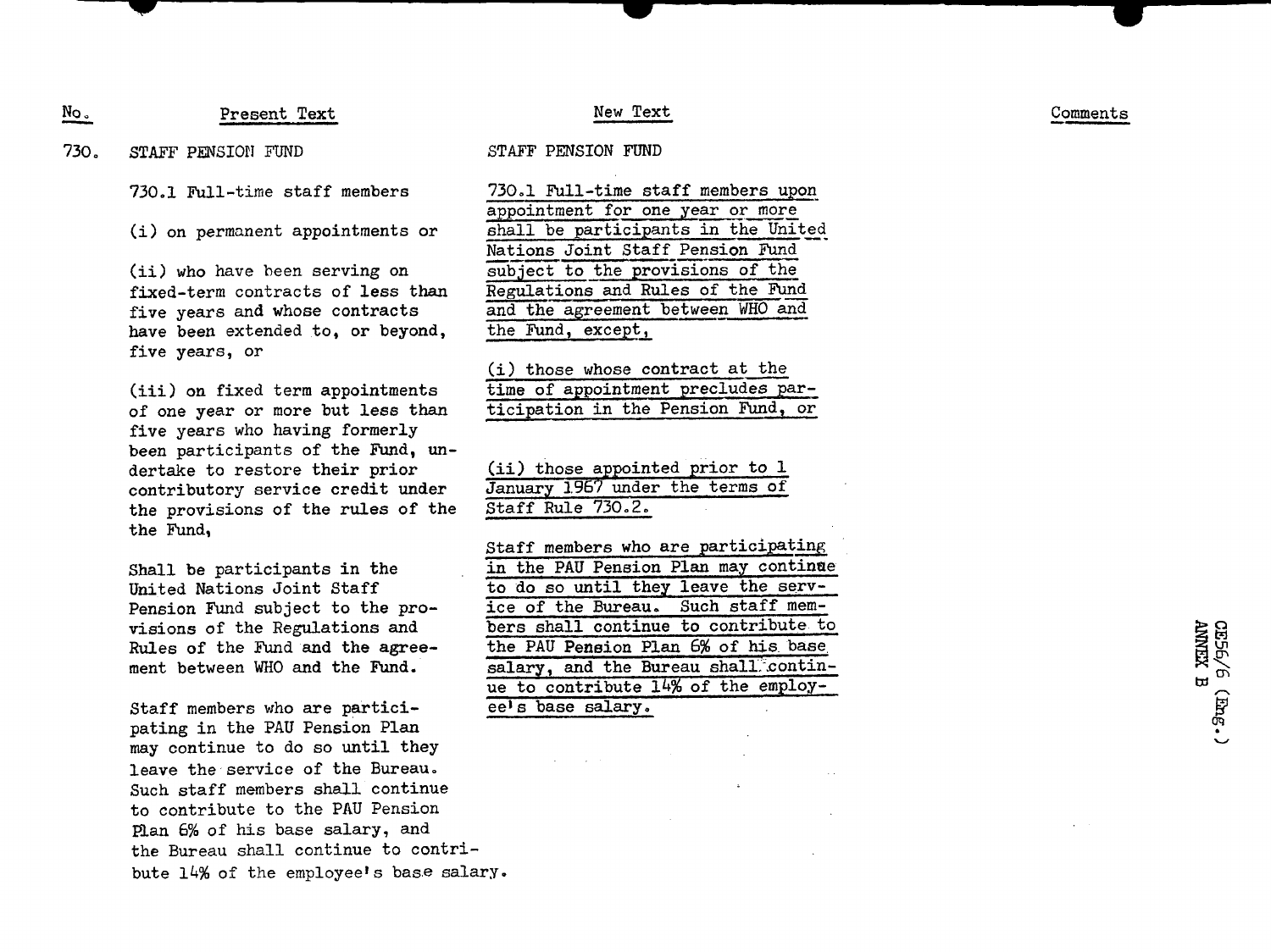| No. | Present Text | New Text | Comments |
|---|---|---|---|
| 730. | STAFF PENSION FUND | STAFF PENSION FUND | |
| | 730.1 Full-time staff members<br><br>(i) on permanent appointments or<br><br>(ii) who have been serving on fixed-term contracts of less than five years and whose contracts have been extended to, or beyond, five years, or<br><br>(iii) on fixed term appointments of one year or more but less than five years who having formerly been participants of the Fund, undertake to restore their prior contributory service credit under the provisions of the rules of the the Fund,<br><br>Shall be participants in the United Nations Joint Staff Pension Fund subject to the provisions of the Regulations and Rules of the Fund and the agreement between WHO and the Fund.<br><br>Staff members who are participating in the PAU Pension Plan may continue to do so until they leave the service of the Bureau. Such staff members shall continue to contribute to the PAU Pension Plan 6% of his base salary, and the Bureau shall continue to contribute 14% of the employee's base salary. | 730.1 Full-time staff members upon appointment for one year or more shall be participants in the United Nations Joint Staff Pension Fund subject to the provisions of the Regulations and Rules of the Fund and the agreement between WHO and the Fund, except,<br><br>(i) those whose contract at the time of appointment precludes participation in the Pension Fund, or<br><br>(ii) those appointed prior to 1 January 1967 under the terms of Staff Rule 730.2.<br><br>Staff members who are participating in the PAU Pension Plan may continue to do so until they leave the service of the Bureau. Such staff members shall continue to contribute to the PAU Pension Plan 6% of his base salary, and the Bureau shall continue to contribute 14% of the employee's base salary. | |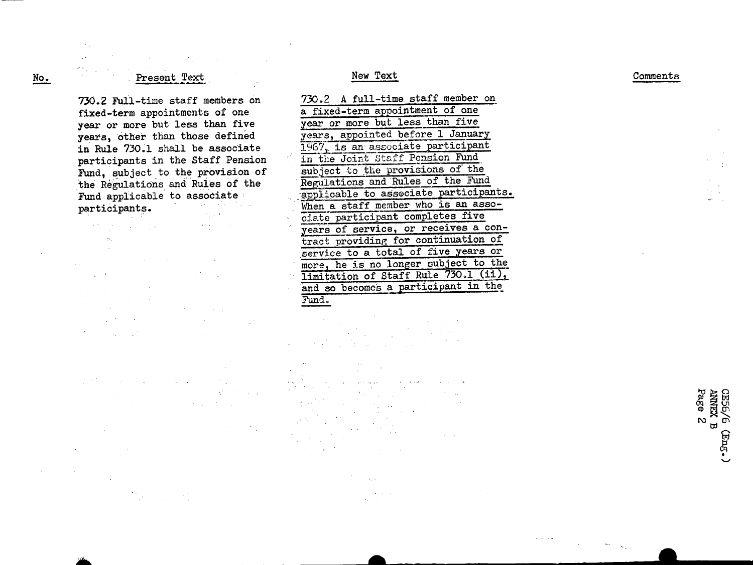| No. | Present Text | New Text | Comments |
|---|---|---|---|
| | 730.2 Full-time staff members on fixed-term appointments of one year or more but less than five years, other than those defined in Rule 730.1 shall be associate participants in the Staff Pension Fund, subject to the provision of the Regulations and Rules of the Fund applicable to associate participants. | 730.2 A full-time staff member on a fixed-term appointment of one year or more but less than five years, appointed before 1 January 1967, is an associate participant in the Joint Staff Pension Fund subject to the provisions of the Regulations and Rules of the Fund applicable to associate participants. When a staff member who is an associate participant completes five years of service, or receives a contract providing for continuation of service to a total of five years or more, he is no longer subject to the limitation of Staff Rule 730.1 (ii), and so becomes a participant in the Fund. | |